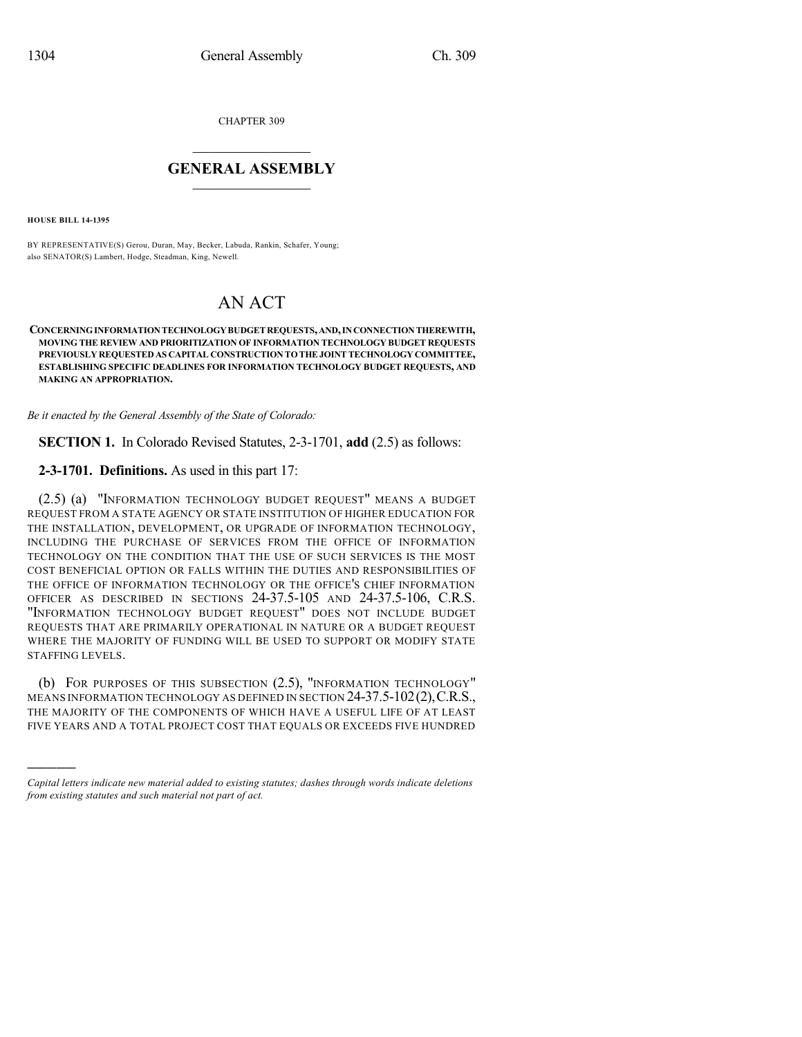CHAPTER 309

## GENERAL ASSEMBLY

**HOUSE BILL 14-1395**

BY REPRESENTATIVE(S) Gerou, Duran, May, Becker, Labuda, Rankin, Schafer, Young; also SENATOR(S) Lambert, Hodge, Steadman, King, Newell.

# AN ACT

**CONCERNING INFORMATION TECHNOLOGY BUDGET REQUESTS, AND, IN CONNECTION THEREWITH, MOVING THE REVIEW AND PRIORITIZATION OF INFORMATION TECHNOLOGY BUDGET REQUESTS PREVIOUSLY REQUESTED AS CAPITAL CONSTRUCTION TO THE JOINT TECHNOLOGY COMMITTEE, ESTABLISHING SPECIFIC DEADLINES FOR INFORMATION TECHNOLOGY BUDGET REQUESTS, AND MAKING AN APPROPRIATION.**

*Be it enacted by the General Assembly of the State of Colorado:*

**SECTION 1.** In Colorado Revised Statutes, 2-3-1701, **add** (2.5) as follows:

**2-3-1701. Definitions.** As used in this part 17:

(2.5) (a) "INFORMATION TECHNOLOGY BUDGET REQUEST" MEANS A BUDGET REQUEST FROM A STATE AGENCY OR STATE INSTITUTION OF HIGHER EDUCATION FOR THE INSTALLATION, DEVELOPMENT, OR UPGRADE OF INFORMATION TECHNOLOGY, INCLUDING THE PURCHASE OF SERVICES FROM THE OFFICE OF INFORMATION TECHNOLOGY ON THE CONDITION THAT THE USE OF SUCH SERVICES IS THE MOST COST BENEFICIAL OPTION OR FALLS WITHIN THE DUTIES AND RESPONSIBILITIES OF THE OFFICE OF INFORMATION TECHNOLOGY OR THE OFFICE'S CHIEF INFORMATION OFFICER AS DESCRIBED IN SECTIONS 24-37.5-105 AND 24-37.5-106, C.R.S. "INFORMATION TECHNOLOGY BUDGET REQUEST" DOES NOT INCLUDE BUDGET REQUESTS THAT ARE PRIMARILY OPERATIONAL IN NATURE OR A BUDGET REQUEST WHERE THE MAJORITY OF FUNDING WILL BE USED TO SUPPORT OR MODIFY STATE STAFFING LEVELS.

(b) FOR PURPOSES OF THIS SUBSECTION (2.5), "INFORMATION TECHNOLOGY" MEANS INFORMATION TECHNOLOGY AS DEFINED IN SECTION 24-37.5-102 (2), C.R.S., THE MAJORITY OF THE COMPONENTS OF WHICH HAVE A USEFUL LIFE OF AT LEAST FIVE YEARS AND A TOTAL PROJECT COST THAT EQUALS OR EXCEEDS FIVE HUNDRED

*Capital letters indicate new material added to existing statutes; dashes through words indicate deletions from existing statutes and such material not part of act.*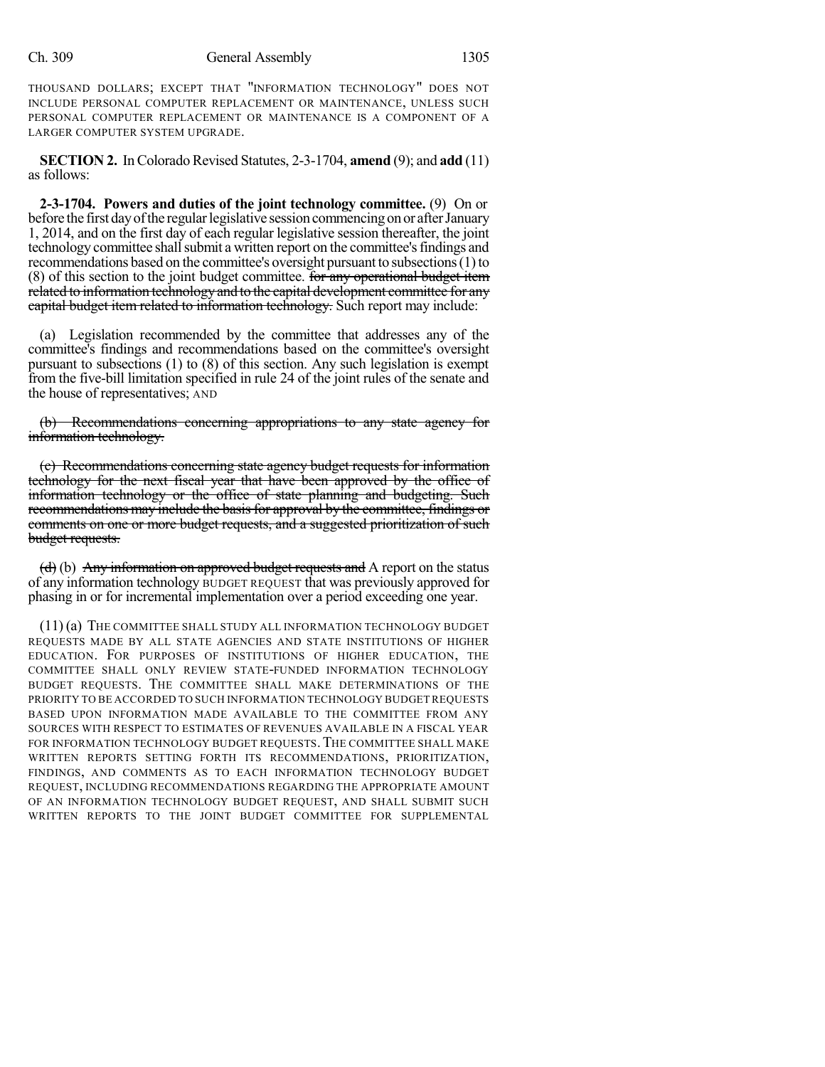THOUSAND DOLLARS; EXCEPT THAT "INFORMATION TECHNOLOGY" DOES NOT INCLUDE PERSONAL COMPUTER REPLACEMENT OR MAINTENANCE, UNLESS SUCH PERSONAL COMPUTER REPLACEMENT OR MAINTENANCE IS A COMPONENT OF A LARGER COMPUTER SYSTEM UPGRADE.

**SECTION 2.** In Colorado Revised Statutes, 2-3-1704, **amend** (9); and **add** (11) as follows:

**2-3-1704. Powers and duties of the joint technology committee.** (9) On or before the first day of the regular legislative session commencing on or after January 1, 2014, and on the first day of each regular legislative session thereafter, the joint technology committee shall submit a written report on the committee's findings and recommendations based on the committee's oversight pursuant to subsections (1) to (8) of this section to the joint budget committee. ~~for any operational budget item related to information technology and to the capital development committee for any capital budget item related to information technology.~~ Such report may include:

(a) Legislation recommended by the committee that addresses any of the committee's findings and recommendations based on the committee's oversight pursuant to subsections (1) to (8) of this section. Any such legislation is exempt from the five-bill limitation specified in rule 24 of the joint rules of the senate and the house of representatives; AND

~~(b) Recommendations concerning appropriations to any state agency for information technology.~~

~~(c) Recommendations concerning state agency budget requests for information technology for the next fiscal year that have been approved by the office of information technology or the office of state planning and budgeting. Such recommendations may include the basis for approval by the committee, findings or comments on one or more budget requests, and a suggested prioritization of such budget requests.~~

~~(d)~~ (b) ~~Any information on approved budget requests and~~ A report on the status of any information technology BUDGET REQUEST that was previously approved for phasing in or for incremental implementation over a period exceeding one year.

(11) (a) THE COMMITTEE SHALL STUDY ALL INFORMATION TECHNOLOGY BUDGET REQUESTS MADE BY ALL STATE AGENCIES AND STATE INSTITUTIONS OF HIGHER EDUCATION. FOR PURPOSES OF INSTITUTIONS OF HIGHER EDUCATION, THE COMMITTEE SHALL ONLY REVIEW STATE-FUNDED INFORMATION TECHNOLOGY BUDGET REQUESTS. THE COMMITTEE SHALL MAKE DETERMINATIONS OF THE PRIORITY TO BE ACCORDED TO SUCH INFORMATION TECHNOLOGY BUDGET REQUESTS BASED UPON INFORMATION MADE AVAILABLE TO THE COMMITTEE FROM ANY SOURCES WITH RESPECT TO ESTIMATES OF REVENUES AVAILABLE IN A FISCAL YEAR FOR INFORMATION TECHNOLOGY BUDGET REQUESTS. THE COMMITTEE SHALL MAKE WRITTEN REPORTS SETTING FORTH ITS RECOMMENDATIONS, PRIORITIZATION, FINDINGS, AND COMMENTS AS TO EACH INFORMATION TECHNOLOGY BUDGET REQUEST, INCLUDING RECOMMENDATIONS REGARDING THE APPROPRIATE AMOUNT OF AN INFORMATION TECHNOLOGY BUDGET REQUEST, AND SHALL SUBMIT SUCH WRITTEN REPORTS TO THE JOINT BUDGET COMMITTEE FOR SUPPLEMENTAL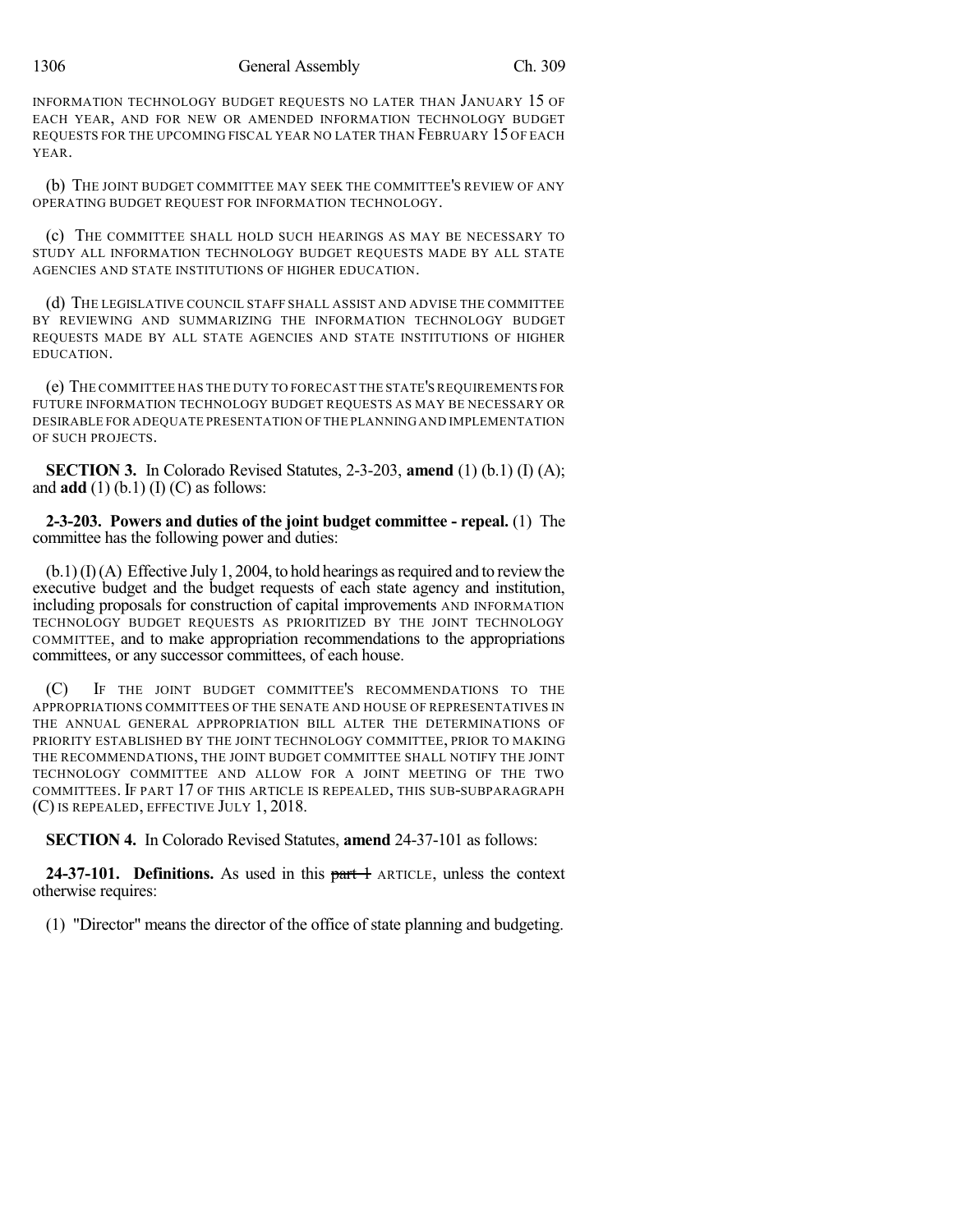INFORMATION TECHNOLOGY BUDGET REQUESTS NO LATER THAN JANUARY 15 OF EACH YEAR, AND FOR NEW OR AMENDED INFORMATION TECHNOLOGY BUDGET REQUESTS FOR THE UPCOMING FISCAL YEAR NO LATER THAN FEBRUARY 15 OF EACH YEAR.

(b) THE JOINT BUDGET COMMITTEE MAY SEEK THE COMMITTEE'S REVIEW OF ANY OPERATING BUDGET REQUEST FOR INFORMATION TECHNOLOGY.

(c) THE COMMITTEE SHALL HOLD SUCH HEARINGS AS MAY BE NECESSARY TO STUDY ALL INFORMATION TECHNOLOGY BUDGET REQUESTS MADE BY ALL STATE AGENCIES AND STATE INSTITUTIONS OF HIGHER EDUCATION.

(d) THE LEGISLATIVE COUNCIL STAFF SHALL ASSIST AND ADVISE THE COMMITTEE BY REVIEWING AND SUMMARIZING THE INFORMATION TECHNOLOGY BUDGET REQUESTS MADE BY ALL STATE AGENCIES AND STATE INSTITUTIONS OF HIGHER EDUCATION.

(e) THE COMMITTEE HAS THE DUTY TO FORECAST THE STATE'S REQUIREMENTS FOR FUTURE INFORMATION TECHNOLOGY BUDGET REQUESTS AS MAY BE NECESSARY OR DESIRABLE FOR ADEQUATE PRESENTATION OF THE PLANNING AND IMPLEMENTATION OF SUCH PROJECTS.

**SECTION 3.** In Colorado Revised Statutes, 2-3-203, **amend** (1) (b.1) (I) (A); and **add** (1) (b.1) (I) (C) as follows:

**2-3-203. Powers and duties of the joint budget committee - repeal.** (1) The committee has the following power and duties:

(b.1) (I) (A) Effective July 1, 2004, to hold hearings as required and to review the executive budget and the budget requests of each state agency and institution, including proposals for construction of capital improvements AND INFORMATION TECHNOLOGY BUDGET REQUESTS AS PRIORITIZED BY THE JOINT TECHNOLOGY COMMITTEE, and to make appropriation recommendations to the appropriations committees, or any successor committees, of each house.

(C) IF THE JOINT BUDGET COMMITTEE'S RECOMMENDATIONS TO THE APPROPRIATIONS COMMITTEES OF THE SENATE AND HOUSE OF REPRESENTATIVES IN THE ANNUAL GENERAL APPROPRIATION BILL ALTER THE DETERMINATIONS OF PRIORITY ESTABLISHED BY THE JOINT TECHNOLOGY COMMITTEE, PRIOR TO MAKING THE RECOMMENDATIONS, THE JOINT BUDGET COMMITTEE SHALL NOTIFY THE JOINT TECHNOLOGY COMMITTEE AND ALLOW FOR A JOINT MEETING OF THE TWO COMMITTEES. IF PART 17 OF THIS ARTICLE IS REPEALED, THIS SUB-SUBPARAGRAPH (C) IS REPEALED, EFFECTIVE JULY 1, 2018.

**SECTION 4.** In Colorado Revised Statutes, **amend** 24-37-101 as follows:

**24-37-101. Definitions.** As used in this ~~part 1~~ ARTICLE, unless the context otherwise requires:

(1) "Director" means the director of the office of state planning and budgeting.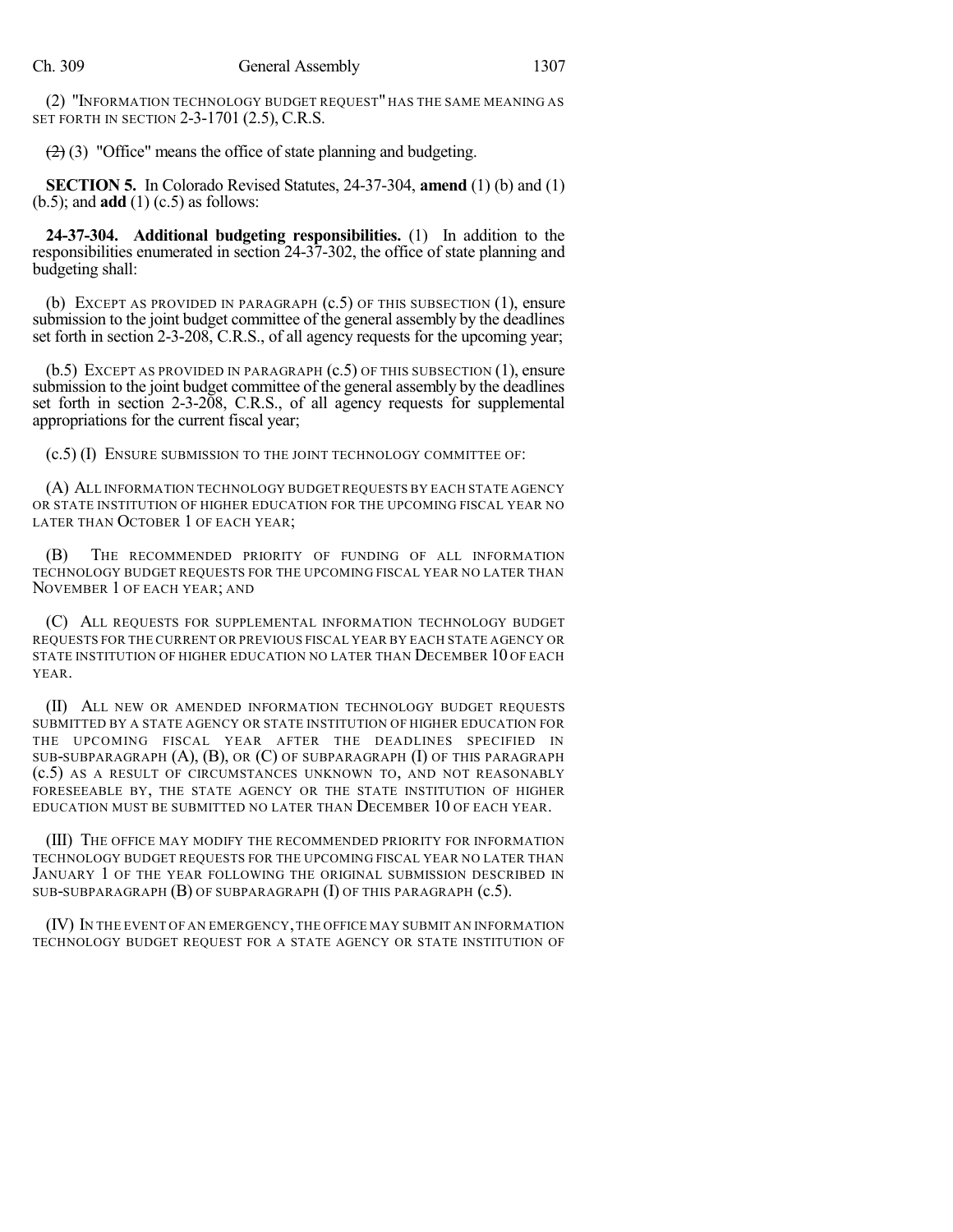(2) "INFORMATION TECHNOLOGY BUDGET REQUEST" HAS THE SAME MEANING AS SET FORTH IN SECTION 2-3-1701 (2.5), C.R.S.

~~(2)~~ (3) "Office" means the office of state planning and budgeting.

**SECTION 5.** In Colorado Revised Statutes, 24-37-304, **amend** (1) (b) and (1) (b.5); and **add** (1) (c.5) as follows:

**24-37-304. Additional budgeting responsibilities.** (1) In addition to the responsibilities enumerated in section 24-37-302, the office of state planning and budgeting shall:

(b) EXCEPT AS PROVIDED IN PARAGRAPH (c.5) OF THIS SUBSECTION (1), ensure submission to the joint budget committee of the general assembly by the deadlines set forth in section 2-3-208, C.R.S., of all agency requests for the upcoming year;

(b.5) EXCEPT AS PROVIDED IN PARAGRAPH (c.5) OF THIS SUBSECTION (1), ensure submission to the joint budget committee of the general assembly by the deadlines set forth in section 2-3-208, C.R.S., of all agency requests for supplemental appropriations for the current fiscal year;

(c.5) (I) ENSURE SUBMISSION TO THE JOINT TECHNOLOGY COMMITTEE OF:

(A) ALL INFORMATION TECHNOLOGY BUDGET REQUESTS BY EACH STATE AGENCY OR STATE INSTITUTION OF HIGHER EDUCATION FOR THE UPCOMING FISCAL YEAR NO LATER THAN OCTOBER 1 OF EACH YEAR;

(B) THE RECOMMENDED PRIORITY OF FUNDING OF ALL INFORMATION TECHNOLOGY BUDGET REQUESTS FOR THE UPCOMING FISCAL YEAR NO LATER THAN NOVEMBER 1 OF EACH YEAR; AND

(C) ALL REQUESTS FOR SUPPLEMENTAL INFORMATION TECHNOLOGY BUDGET REQUESTS FOR THE CURRENT OR PREVIOUS FISCAL YEAR BY EACH STATE AGENCY OR STATE INSTITUTION OF HIGHER EDUCATION NO LATER THAN DECEMBER 10 OF EACH YEAR.

(II) ALL NEW OR AMENDED INFORMATION TECHNOLOGY BUDGET REQUESTS SUBMITTED BY A STATE AGENCY OR STATE INSTITUTION OF HIGHER EDUCATION FOR THE UPCOMING FISCAL YEAR AFTER THE DEADLINES SPECIFIED IN SUB-SUBPARAGRAPH (A), (B), OR (C) OF SUBPARAGRAPH (I) OF THIS PARAGRAPH (c.5) AS A RESULT OF CIRCUMSTANCES UNKNOWN TO, AND NOT REASONABLY FORESEEABLE BY, THE STATE AGENCY OR THE STATE INSTITUTION OF HIGHER EDUCATION MUST BE SUBMITTED NO LATER THAN DECEMBER 10 OF EACH YEAR.

(III) THE OFFICE MAY MODIFY THE RECOMMENDED PRIORITY FOR INFORMATION TECHNOLOGY BUDGET REQUESTS FOR THE UPCOMING FISCAL YEAR NO LATER THAN JANUARY 1 OF THE YEAR FOLLOWING THE ORIGINAL SUBMISSION DESCRIBED IN SUB-SUBPARAGRAPH (B) OF SUBPARAGRAPH (I) OF THIS PARAGRAPH (c.5).

(IV) IN THE EVENT OF AN EMERGENCY, THE OFFICE MAY SUBMIT AN INFORMATION TECHNOLOGY BUDGET REQUEST FOR A STATE AGENCY OR STATE INSTITUTION OF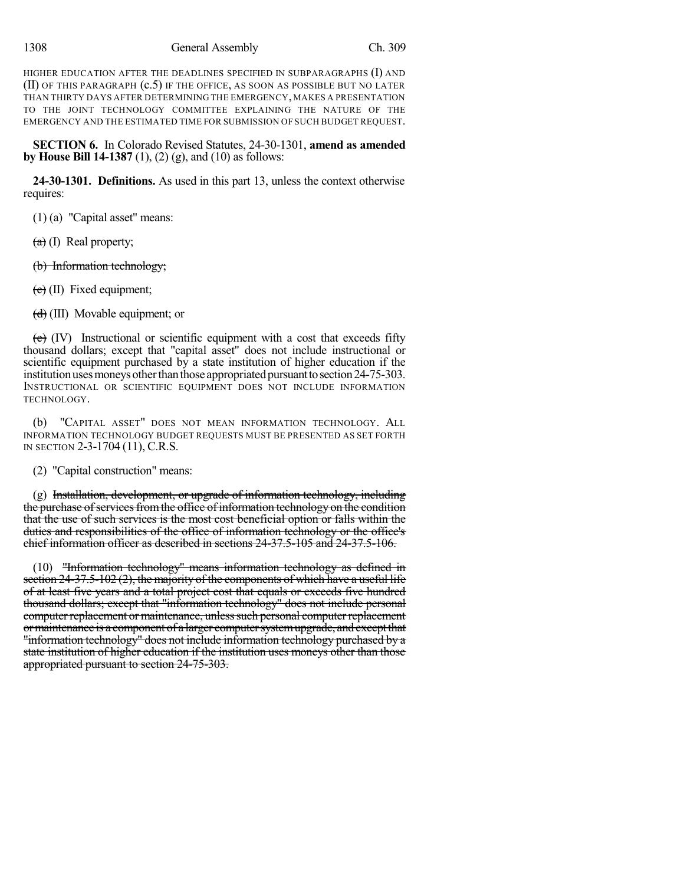HIGHER EDUCATION AFTER THE DEADLINES SPECIFIED IN SUBPARAGRAPHS (I) AND (II) OF THIS PARAGRAPH (c.5) IF THE OFFICE, AS SOON AS POSSIBLE BUT NO LATER THAN THIRTY DAYS AFTER DETERMINING THE EMERGENCY, MAKES A PRESENTATION TO THE JOINT TECHNOLOGY COMMITTEE EXPLAINING THE NATURE OF THE EMERGENCY AND THE ESTIMATED TIME FOR SUBMISSION OF SUCH BUDGET REQUEST.

**SECTION 6.** In Colorado Revised Statutes, 24-30-1301, **amend as amended by House Bill 14-1387** (1), (2) (g), and (10) as follows:

**24-30-1301. Definitions.** As used in this part 13, unless the context otherwise requires:

(1) (a) "Capital asset" means:

~~(a)~~ (I) Real property;

~~(b) Information technology;~~

~~(c)~~ (II) Fixed equipment;

~~(d)~~ (III) Movable equipment; or

~~(e)~~ (IV) Instructional or scientific equipment with a cost that exceeds fifty thousand dollars; except that "capital asset" does not include instructional or scientific equipment purchased by a state institution of higher education if the institution uses moneys other than those appropriated pursuant to section 24-75-303. INSTRUCTIONAL OR SCIENTIFIC EQUIPMENT DOES NOT INCLUDE INFORMATION TECHNOLOGY.

(b) "CAPITAL ASSET" DOES NOT MEAN INFORMATION TECHNOLOGY. ALL INFORMATION TECHNOLOGY BUDGET REQUESTS MUST BE PRESENTED AS SET FORTH IN SECTION 2-3-1704 (11), C.R.S.

(2) "Capital construction" means:

(g) ~~Installation, development, or upgrade of information technology, including the purchase of services from the office of information technology on the condition that the use of such services is the most cost beneficial option or falls within the duties and responsibilities of the office of information technology or the office's chief information officer as described in sections 24-37.5-105 and 24-37.5-106.~~

(10) ~~"Information technology" means information technology as defined in section 24-37.5-102 (2), the majority of the components of which have a useful life of at least five years and a total project cost that equals or exceeds five hundred thousand dollars; except that "information technology" does not include personal computer replacement or maintenance, unless such personal computer replacement or maintenance is a component of a larger computer system upgrade, and except that "information technology" does not include information technology purchased by a state institution of higher education if the institution uses moneys other than those appropriated pursuant to section 24-75-303.~~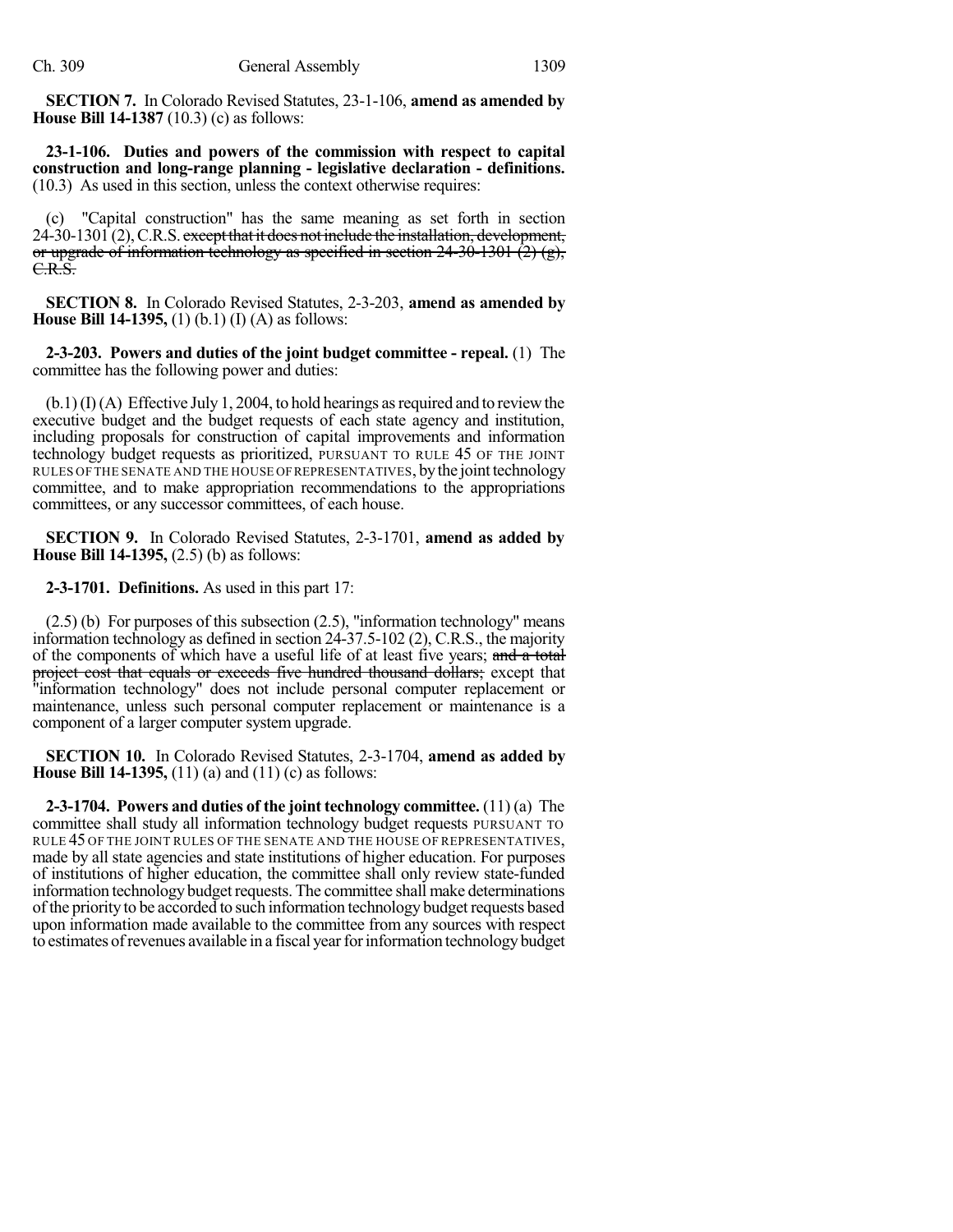**SECTION 7.** In Colorado Revised Statutes, 23-1-106, **amend as amended by House Bill 14-1387** (10.3) (c) as follows:

**23-1-106. Duties and powers of the commission with respect to capital construction and long-range planning - legislative declaration - definitions.** (10.3) As used in this section, unless the context otherwise requires:

(c) "Capital construction" has the same meaning as set forth in section 24-30-1301 (2), C.R.S. ~~except that it does not include the installation, development, or upgrade of information technology as specified in section 24-30-1301 (2) (g), C.R.S.~~

**SECTION 8.** In Colorado Revised Statutes, 2-3-203, **amend as amended by House Bill 14-1395,** (1) (b.1) (I) (A) as follows:

**2-3-203. Powers and duties of the joint budget committee - repeal.** (1) The committee has the following power and duties:

(b.1) (I) (A) Effective July 1, 2004, to hold hearings as required and to review the executive budget and the budget requests of each state agency and institution, including proposals for construction of capital improvements and information technology budget requests as prioritized, PURSUANT TO RULE 45 OF THE JOINT RULES OF THE SENATE AND THE HOUSE OF REPRESENTATIVES, by the joint technology committee, and to make appropriation recommendations to the appropriations committees, or any successor committees, of each house.

**SECTION 9.** In Colorado Revised Statutes, 2-3-1701, **amend as added by House Bill 14-1395,** (2.5) (b) as follows:

**2-3-1701. Definitions.** As used in this part 17:

(2.5) (b) For purposes of this subsection (2.5), "information technology" means information technology as defined in section 24-37.5-102 (2), C.R.S., the majority of the components of which have a useful life of at least five years; ~~and a total project cost that equals or exceeds five hundred thousand dollars;~~ except that "information technology" does not include personal computer replacement or maintenance, unless such personal computer replacement or maintenance is a component of a larger computer system upgrade.

**SECTION 10.** In Colorado Revised Statutes, 2-3-1704, **amend as added by House Bill 14-1395,** (11) (a) and (11) (c) as follows:

**2-3-1704. Powers and duties of the joint technology committee.** (11) (a) The committee shall study all information technology budget requests PURSUANT TO RULE 45 OF THE JOINT RULES OF THE SENATE AND THE HOUSE OF REPRESENTATIVES, made by all state agencies and state institutions of higher education. For purposes of institutions of higher education, the committee shall only review state-funded information technology budget requests. The committee shall make determinations of the priority to be accorded to such information technology budget requests based upon information made available to the committee from any sources with respect to estimates of revenues available in a fiscal year for information technology budget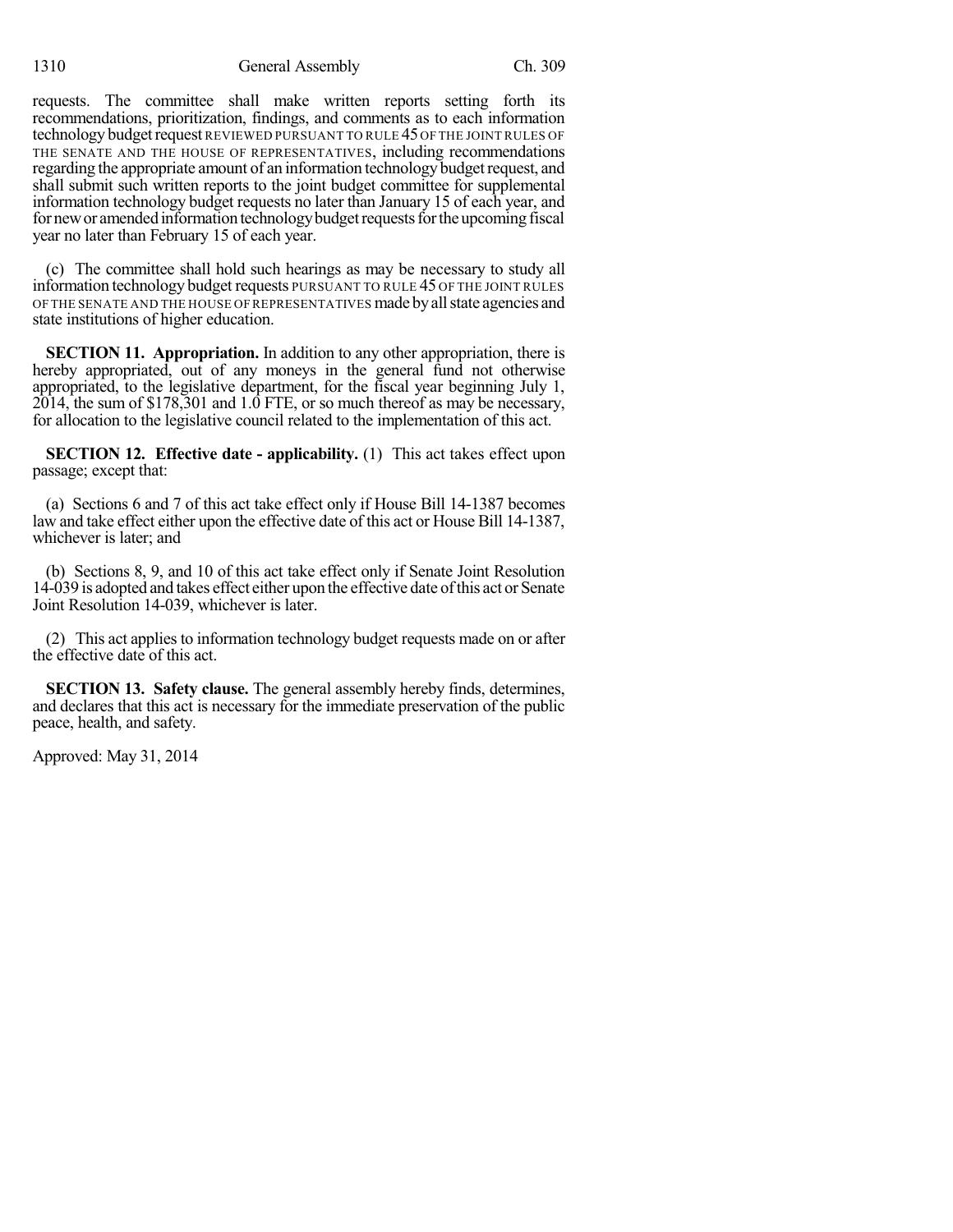requests. The committee shall make written reports setting forth its recommendations, prioritization, findings, and comments as to each information technology budget request REVIEWED PURSUANT TO RULE 45 OF THE JOINT RULES OF THE SENATE AND THE HOUSE OF REPRESENTATIVES, including recommendations regarding the appropriate amount of an information technology budget request, and shall submit such written reports to the joint budget committee for supplemental information technology budget requests no later than January 15 of each year, and for new or amended information technology budget requests for the upcoming fiscal year no later than February 15 of each year.

(c) The committee shall hold such hearings as may be necessary to study all information technology budget requests PURSUANT TO RULE 45 OF THE JOINT RULES OF THE SENATE AND THE HOUSE OF REPRESENTATIVES made by all state agencies and state institutions of higher education.

**SECTION 11. Appropriation.** In addition to any other appropriation, there is hereby appropriated, out of any moneys in the general fund not otherwise appropriated, to the legislative department, for the fiscal year beginning July 1, 2014, the sum of $178,301 and 1.0 FTE, or so much thereof as may be necessary, for allocation to the legislative council related to the implementation of this act.

**SECTION 12. Effective date - applicability.** (1) This act takes effect upon passage; except that:

(a) Sections 6 and 7 of this act take effect only if House Bill 14-1387 becomes law and take effect either upon the effective date of this act or House Bill 14-1387, whichever is later; and

(b) Sections 8, 9, and 10 of this act take effect only if Senate Joint Resolution 14-039 is adopted and takes effect either upon the effective date of this act or Senate Joint Resolution 14-039, whichever is later.

(2) This act applies to information technology budget requests made on or after the effective date of this act.

**SECTION 13. Safety clause.** The general assembly hereby finds, determines, and declares that this act is necessary for the immediate preservation of the public peace, health, and safety.

Approved: May 31, 2014